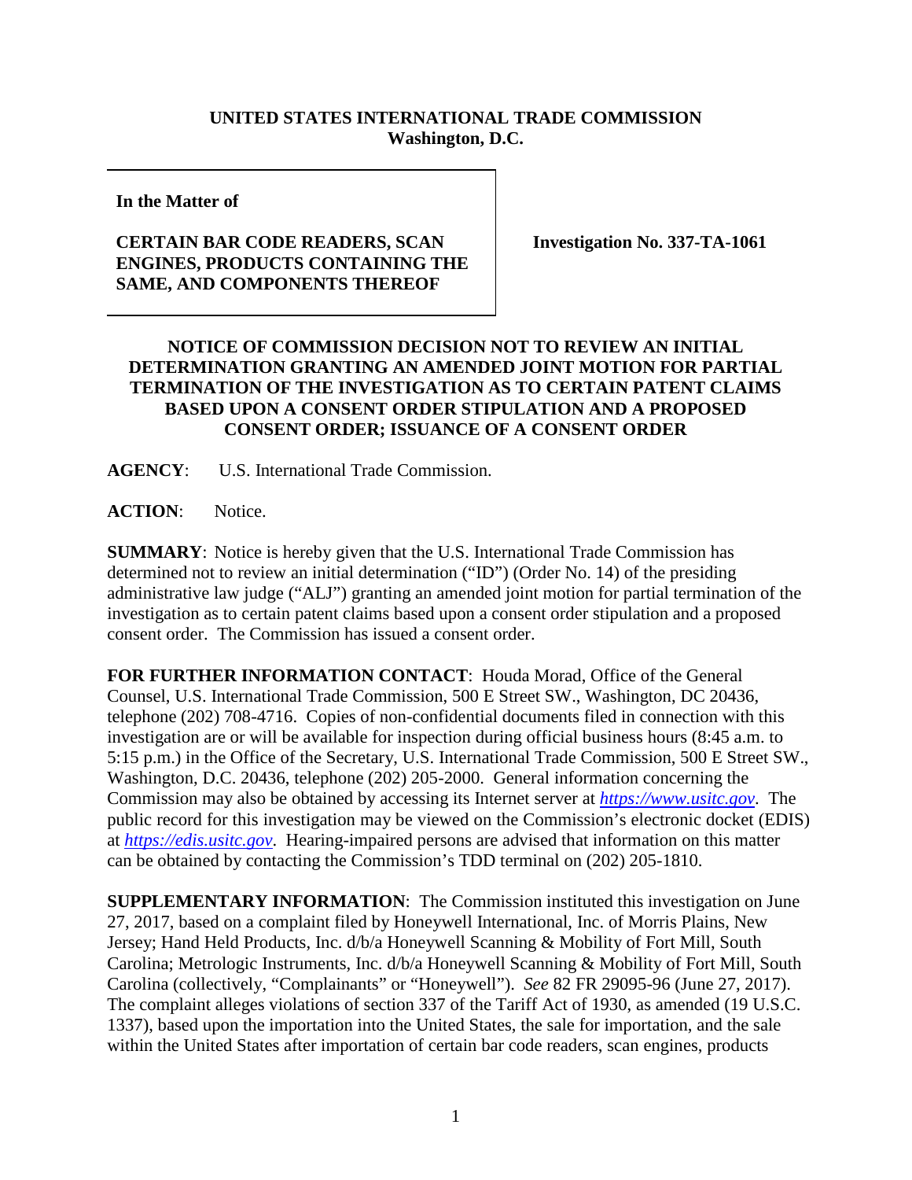**UNITED STATES INTERNATIONAL TRADE COMMISSION**
**Washington, D.C.**

**In the Matter of**

**CERTAIN BAR CODE READERS, SCAN ENGINES, PRODUCTS CONTAINING THE SAME, AND COMPONENTS THEREOF**

**Investigation No. 337-TA-1061**

**NOTICE OF COMMISSION DECISION NOT TO REVIEW AN INITIAL DETERMINATION GRANTING AN AMENDED JOINT MOTION FOR PARTIAL TERMINATION OF THE INVESTIGATION AS TO CERTAIN PATENT CLAIMS BASED UPON A CONSENT ORDER STIPULATION AND A PROPOSED CONSENT ORDER; ISSUANCE OF A CONSENT ORDER**

**AGENCY**: U.S. International Trade Commission.

**ACTION**: Notice.

**SUMMARY**: Notice is hereby given that the U.S. International Trade Commission has determined not to review an initial determination ("ID") (Order No. 14) of the presiding administrative law judge ("ALJ") granting an amended joint motion for partial termination of the investigation as to certain patent claims based upon a consent order stipulation and a proposed consent order. The Commission has issued a consent order.

**FOR FURTHER INFORMATION CONTACT**: Houda Morad, Office of the General Counsel, U.S. International Trade Commission, 500 E Street SW., Washington, DC 20436, telephone (202) 708-4716. Copies of non-confidential documents filed in connection with this investigation are or will be available for inspection during official business hours (8:45 a.m. to 5:15 p.m.) in the Office of the Secretary, U.S. International Trade Commission, 500 E Street SW., Washington, D.C. 20436, telephone (202) 205-2000. General information concerning the Commission may also be obtained by accessing its Internet server at *https://www.usitc.gov*. The public record for this investigation may be viewed on the Commission's electronic docket (EDIS) at *https://edis.usitc.gov*. Hearing-impaired persons are advised that information on this matter can be obtained by contacting the Commission's TDD terminal on (202) 205-1810.

**SUPPLEMENTARY INFORMATION**: The Commission instituted this investigation on June 27, 2017, based on a complaint filed by Honeywell International, Inc. of Morris Plains, New Jersey; Hand Held Products, Inc. d/b/a Honeywell Scanning & Mobility of Fort Mill, South Carolina; Metrologic Instruments, Inc. d/b/a Honeywell Scanning & Mobility of Fort Mill, South Carolina (collectively, "Complainants" or "Honeywell"). *See* 82 FR 29095-96 (June 27, 2017). The complaint alleges violations of section 337 of the Tariff Act of 1930, as amended (19 U.S.C. 1337), based upon the importation into the United States, the sale for importation, and the sale within the United States after importation of certain bar code readers, scan engines, products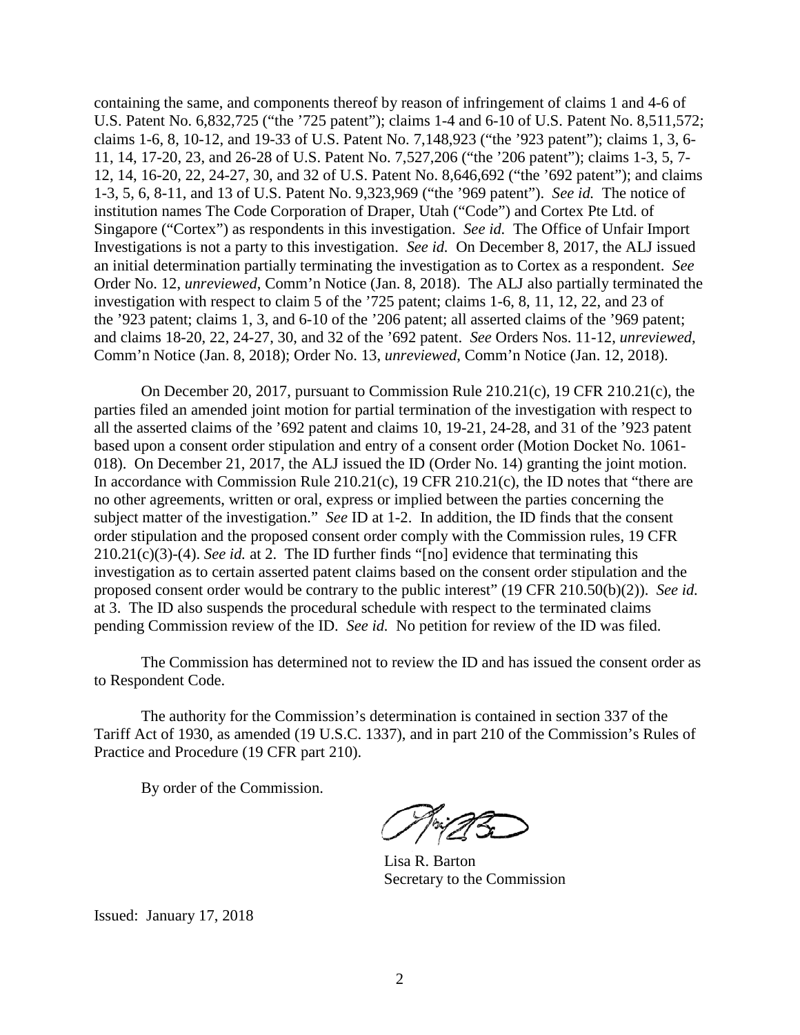containing the same, and components thereof by reason of infringement of claims 1 and 4-6 of U.S. Patent No. 6,832,725 ("the '725 patent"); claims 1-4 and 6-10 of U.S. Patent No. 8,511,572; claims 1-6, 8, 10-12, and 19-33 of U.S. Patent No. 7,148,923 ("the '923 patent"); claims 1, 3, 6-11, 14, 17-20, 23, and 26-28 of U.S. Patent No. 7,527,206 ("the '206 patent"); claims 1-3, 5, 7-12, 14, 16-20, 22, 24-27, 30, and 32 of U.S. Patent No. 8,646,692 ("the '692 patent"); and claims 1-3, 5, 6, 8-11, and 13 of U.S. Patent No. 9,323,969 ("the '969 patent"). *See id.* The notice of institution names The Code Corporation of Draper, Utah ("Code") and Cortex Pte Ltd. of Singapore ("Cortex") as respondents in this investigation. *See id.* The Office of Unfair Import Investigations is not a party to this investigation. *See id.* On December 8, 2017, the ALJ issued an initial determination partially terminating the investigation as to Cortex as a respondent. *See* Order No. 12, *unreviewed*, Comm'n Notice (Jan. 8, 2018). The ALJ also partially terminated the investigation with respect to claim 5 of the '725 patent; claims 1-6, 8, 11, 12, 22, and 23 of the '923 patent; claims 1, 3, and 6-10 of the '206 patent; all asserted claims of the '969 patent; and claims 18-20, 22, 24-27, 30, and 32 of the '692 patent. *See* Orders Nos. 11-12, *unreviewed*, Comm'n Notice (Jan. 8, 2018); Order No. 13, *unreviewed*, Comm'n Notice (Jan. 12, 2018).

On December 20, 2017, pursuant to Commission Rule 210.21(c), 19 CFR 210.21(c), the parties filed an amended joint motion for partial termination of the investigation with respect to all the asserted claims of the '692 patent and claims 10, 19-21, 24-28, and 31 of the '923 patent based upon a consent order stipulation and entry of a consent order (Motion Docket No. 1061-018). On December 21, 2017, the ALJ issued the ID (Order No. 14) granting the joint motion. In accordance with Commission Rule 210.21(c), 19 CFR 210.21(c), the ID notes that "there are no other agreements, written or oral, express or implied between the parties concerning the subject matter of the investigation." *See* ID at 1-2. In addition, the ID finds that the consent order stipulation and the proposed consent order comply with the Commission rules, 19 CFR 210.21(c)(3)-(4). *See id.* at 2. The ID further finds "[no] evidence that terminating this investigation as to certain asserted patent claims based on the consent order stipulation and the proposed consent order would be contrary to the public interest" (19 CFR 210.50(b)(2)). *See id.* at 3. The ID also suspends the procedural schedule with respect to the terminated claims pending Commission review of the ID. *See id.* No petition for review of the ID was filed.

The Commission has determined not to review the ID and has issued the consent order as to Respondent Code.

The authority for the Commission's determination is contained in section 337 of the Tariff Act of 1930, as amended (19 U.S.C. 1337), and in part 210 of the Commission's Rules of Practice and Procedure (19 CFR part 210).

By order of the Commission.

Lisa R. Barton
Secretary to the Commission

Issued: January 17, 2018